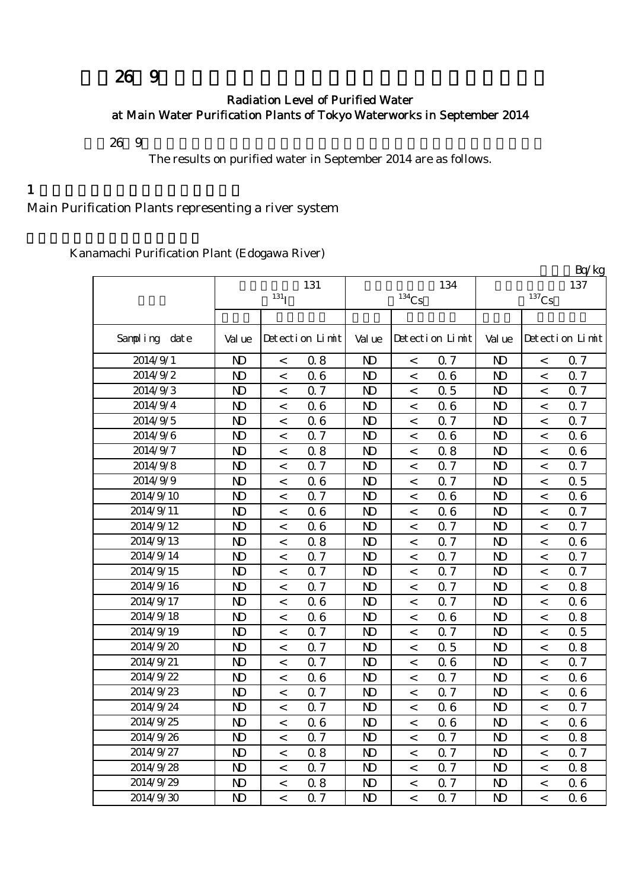# 26 9

## Radiation Level of Purified Water at Main Water Purification Plants of Tokyo Waterworks in September 2014

26 9

The results on purified water in September 2014 are as follows.

## 1

Main Purification Plants representing a river system

Kanamachi Purification Plant (Edogawa River)

Bq/kg

| | 131 $^{131}$I | | | 134 $^{134}$Cs | | | 137 $^{137}$Cs | | |
|---|---|---|---|---|---|---|---|---|---|
| Sampling date | Value | Detection Limit | | Value | Detection Limit | | Value | Detection Limit | |
| 2014/9/1 | ND | < | 0.8 | ND | < | 0.7 | ND | < | 0.7 |
| 2014/9/2 | ND | < | 0.6 | ND | < | 0.6 | ND | < | 0.7 |
| 2014/9/3 | ND | < | 0.7 | ND | < | 0.5 | ND | < | 0.7 |
| 2014/9/4 | ND | < | 0.6 | ND | < | 0.6 | ND | < | 0.7 |
| 2014/9/5 | ND | < | 0.6 | ND | < | 0.7 | ND | < | 0.7 |
| 2014/9/6 | ND | < | 0.7 | ND | < | 0.6 | ND | < | 0.6 |
| 2014/9/7 | ND | < | 0.8 | ND | < | 0.8 | ND | < | 0.6 |
| 2014/9/8 | ND | < | 0.7 | ND | < | 0.7 | ND | < | 0.7 |
| 2014/9/9 | ND | < | 0.6 | ND | < | 0.7 | ND | < | 0.5 |
| 2014/9/10 | ND | < | 0.7 | ND | < | 0.6 | ND | < | 0.6 |
| 2014/9/11 | ND | < | 0.6 | ND | < | 0.6 | ND | < | 0.7 |
| 2014/9/12 | ND | < | 0.6 | ND | < | 0.7 | ND | < | 0.7 |
| 2014/9/13 | ND | < | 0.8 | ND | < | 0.7 | ND | < | 0.6 |
| 2014/9/14 | ND | < | 0.7 | ND | < | 0.7 | ND | < | 0.7 |
| 2014/9/15 | ND | < | 0.7 | ND | < | 0.7 | ND | < | 0.7 |
| 2014/9/16 | ND | < | 0.7 | ND | < | 0.7 | ND | < | 0.8 |
| 2014/9/17 | ND | < | 0.6 | ND | < | 0.7 | ND | < | 0.6 |
| 2014/9/18 | ND | < | 0.6 | ND | < | 0.6 | ND | < | 0.8 |
| 2014/9/19 | ND | < | 0.7 | ND | < | 0.7 | ND | < | 0.5 |
| 2014/9/20 | ND | < | 0.7 | ND | < | 0.5 | ND | < | 0.8 |
| 2014/9/21 | ND | < | 0.7 | ND | < | 0.6 | ND | < | 0.7 |
| 2014/9/22 | ND | < | 0.6 | ND | < | 0.7 | ND | < | 0.6 |
| 2014/9/23 | ND | < | 0.7 | ND | < | 0.7 | ND | < | 0.6 |
| 2014/9/24 | ND | < | 0.7 | ND | < | 0.6 | ND | < | 0.7 |
| 2014/9/25 | ND | < | 0.6 | ND | < | 0.6 | ND | < | 0.6 |
| 2014/9/26 | ND | < | 0.7 | ND | < | 0.7 | ND | < | 0.8 |
| 2014/9/27 | ND | < | 0.8 | ND | < | 0.7 | ND | < | 0.7 |
| 2014/9/28 | ND | < | 0.7 | ND | < | 0.7 | ND | < | 0.8 |
| 2014/9/29 | ND | < | 0.8 | ND | < | 0.7 | ND | < | 0.6 |
| 2014/9/30 | ND | < | 0.7 | ND | < | 0.7 | ND | < | 0.6 |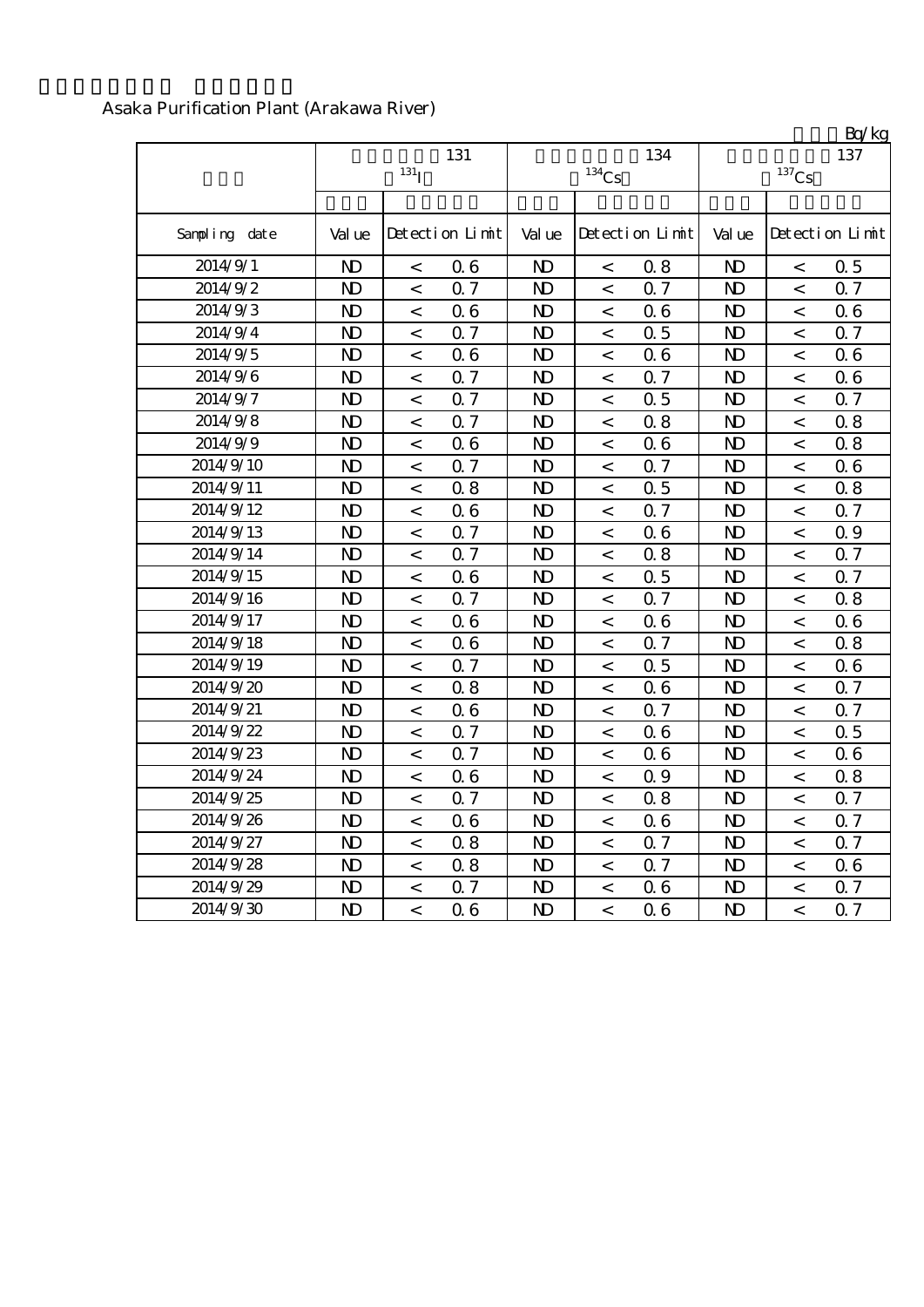Asaka Purification Plant (Arakawa River)

Bq/kg

| | 131 $^{131}I$ | | | 134 $^{134}Cs$ | | | 137 $^{137}Cs$ | | |
|---|---|---|---|---|---|---|---|---|---|
| Sampling date | Value | Detection Limit | | Value | Detection Limit | | Value | Detection Limit | |
| 2014/9/1 | ND | < | 0.6 | ND | < | 0.8 | ND | < | 0.5 |
| 2014/9/2 | ND | < | 0.7 | ND | < | 0.7 | ND | < | 0.7 |
| 2014/9/3 | ND | < | 0.6 | ND | < | 0.6 | ND | < | 0.6 |
| 2014/9/4 | ND | < | 0.7 | ND | < | 0.5 | ND | < | 0.7 |
| 2014/9/5 | ND | < | 0.6 | ND | < | 0.6 | ND | < | 0.6 |
| 2014/9/6 | ND | < | 0.7 | ND | < | 0.7 | ND | < | 0.6 |
| 2014/9/7 | ND | < | 0.7 | ND | < | 0.5 | ND | < | 0.7 |
| 2014/9/8 | ND | < | 0.7 | ND | < | 0.8 | ND | < | 0.8 |
| 2014/9/9 | ND | < | 0.6 | ND | < | 0.6 | ND | < | 0.8 |
| 2014/9/10 | ND | < | 0.7 | ND | < | 0.7 | ND | < | 0.6 |
| 2014/9/11 | ND | < | 0.8 | ND | < | 0.5 | ND | < | 0.8 |
| 2014/9/12 | ND | < | 0.6 | ND | < | 0.7 | ND | < | 0.7 |
| 2014/9/13 | ND | < | 0.7 | ND | < | 0.6 | ND | < | 0.9 |
| 2014/9/14 | ND | < | 0.7 | ND | < | 0.8 | ND | < | 0.7 |
| 2014/9/15 | ND | < | 0.6 | ND | < | 0.5 | ND | < | 0.7 |
| 2014/9/16 | ND | < | 0.7 | ND | < | 0.7 | ND | < | 0.8 |
| 2014/9/17 | ND | < | 0.6 | ND | < | 0.6 | ND | < | 0.6 |
| 2014/9/18 | ND | < | 0.6 | ND | < | 0.7 | ND | < | 0.8 |
| 2014/9/19 | ND | < | 0.7 | ND | < | 0.5 | ND | < | 0.6 |
| 2014/9/20 | ND | < | 0.8 | ND | < | 0.6 | ND | < | 0.7 |
| 2014/9/21 | ND | < | 0.6 | ND | < | 0.7 | ND | < | 0.7 |
| 2014/9/22 | ND | < | 0.7 | ND | < | 0.6 | ND | < | 0.5 |
| 2014/9/23 | ND | < | 0.7 | ND | < | 0.6 | ND | < | 0.6 |
| 2014/9/24 | ND | < | 0.6 | ND | < | 0.9 | ND | < | 0.8 |
| 2014/9/25 | ND | < | 0.7 | ND | < | 0.8 | ND | < | 0.7 |
| 2014/9/26 | ND | < | 0.6 | ND | < | 0.6 | ND | < | 0.7 |
| 2014/9/27 | ND | < | 0.8 | ND | < | 0.7 | ND | < | 0.7 |
| 2014/9/28 | ND | < | 0.8 | ND | < | 0.7 | ND | < | 0.6 |
| 2014/9/29 | ND | < | 0.7 | ND | < | 0.6 | ND | < | 0.7 |
| 2014/9/30 | ND | < | 0.6 | ND | < | 0.6 | ND | < | 0.7 |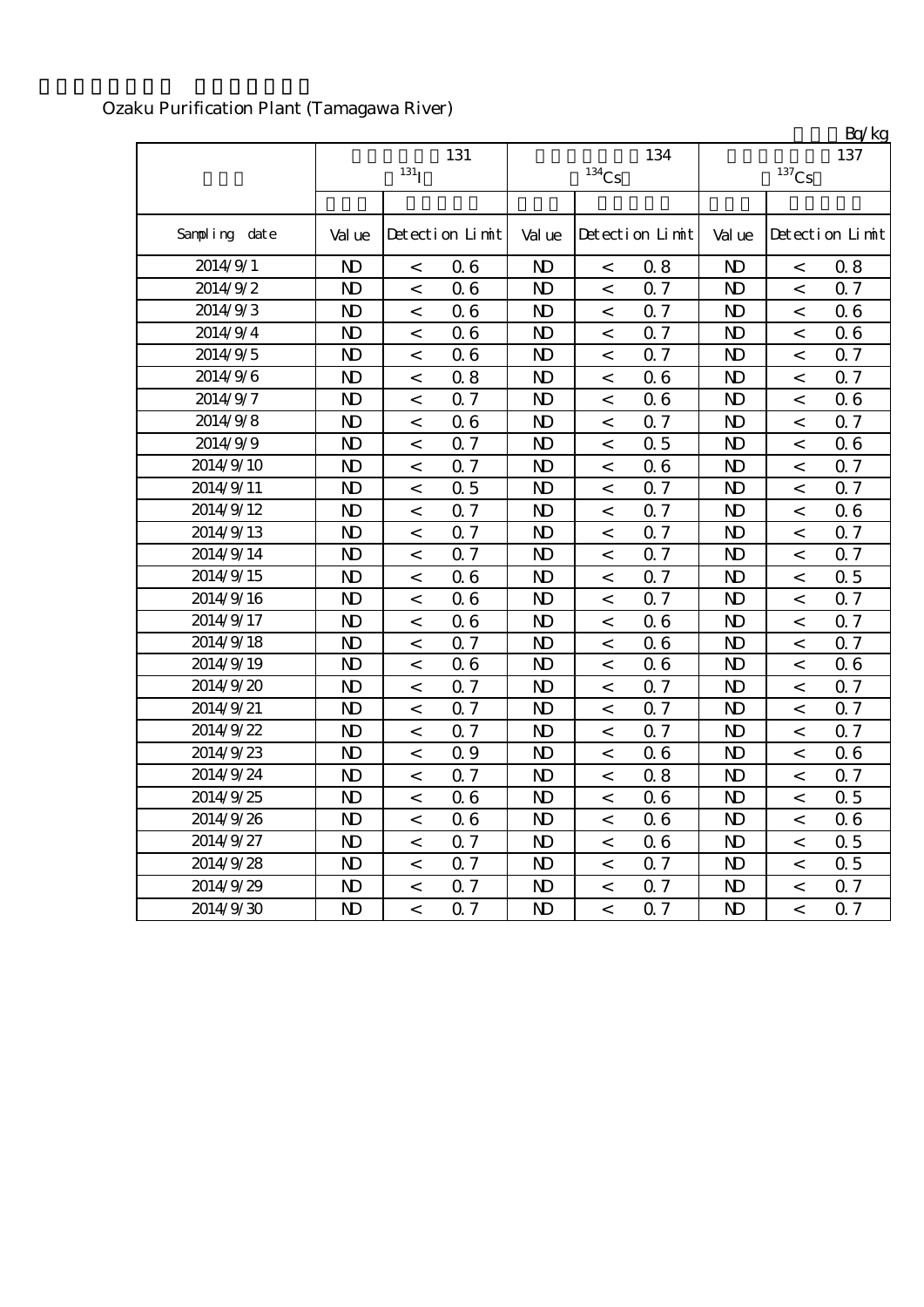Ozaku Purification Plant (Tamagawa River)

Bq/kg

| | 131 $^{131}$I | | | 134 $^{134}$Cs | | | 137 $^{137}$Cs | | |
|---|---|---|---|---|---|---|---|---|---|
| Sampling date | Value | Detection Limit | | Value | Detection Limit | | Value | Detection Limit | |
| 2014/9/1 | ND | < | 0.6 | ND | < | 0.8 | ND | < | 0.8 |
| 2014/9/2 | ND | < | 0.6 | ND | < | 0.7 | ND | < | 0.7 |
| 2014/9/3 | ND | < | 0.6 | ND | < | 0.7 | ND | < | 0.6 |
| 2014/9/4 | ND | < | 0.6 | ND | < | 0.7 | ND | < | 0.6 |
| 2014/9/5 | ND | < | 0.6 | ND | < | 0.7 | ND | < | 0.7 |
| 2014/9/6 | ND | < | 0.8 | ND | < | 0.6 | ND | < | 0.7 |
| 2014/9/7 | ND | < | 0.7 | ND | < | 0.6 | ND | < | 0.6 |
| 2014/9/8 | ND | < | 0.6 | ND | < | 0.7 | ND | < | 0.7 |
| 2014/9/9 | ND | < | 0.7 | ND | < | 0.5 | ND | < | 0.6 |
| 2014/9/10 | ND | < | 0.7 | ND | < | 0.6 | ND | < | 0.7 |
| 2014/9/11 | ND | < | 0.5 | ND | < | 0.7 | ND | < | 0.7 |
| 2014/9/12 | ND | < | 0.7 | ND | < | 0.7 | ND | < | 0.6 |
| 2014/9/13 | ND | < | 0.7 | ND | < | 0.7 | ND | < | 0.7 |
| 2014/9/14 | ND | < | 0.7 | ND | < | 0.7 | ND | < | 0.7 |
| 2014/9/15 | ND | < | 0.6 | ND | < | 0.7 | ND | < | 0.5 |
| 2014/9/16 | ND | < | 0.6 | ND | < | 0.7 | ND | < | 0.7 |
| 2014/9/17 | ND | < | 0.6 | ND | < | 0.6 | ND | < | 0.7 |
| 2014/9/18 | ND | < | 0.7 | ND | < | 0.6 | ND | < | 0.7 |
| 2014/9/19 | ND | < | 0.6 | ND | < | 0.6 | ND | < | 0.6 |
| 2014/9/20 | ND | < | 0.7 | ND | < | 0.7 | ND | < | 0.7 |
| 2014/9/21 | ND | < | 0.7 | ND | < | 0.7 | ND | < | 0.7 |
| 2014/9/22 | ND | < | 0.7 | ND | < | 0.7 | ND | < | 0.7 |
| 2014/9/23 | ND | < | 0.9 | ND | < | 0.6 | ND | < | 0.6 |
| 2014/9/24 | ND | < | 0.7 | ND | < | 0.8 | ND | < | 0.7 |
| 2014/9/25 | ND | < | 0.6 | ND | < | 0.6 | ND | < | 0.5 |
| 2014/9/26 | ND | < | 0.6 | ND | < | 0.6 | ND | < | 0.6 |
| 2014/9/27 | ND | < | 0.7 | ND | < | 0.6 | ND | < | 0.5 |
| 2014/9/28 | ND | < | 0.7 | ND | < | 0.7 | ND | < | 0.5 |
| 2014/9/29 | ND | < | 0.7 | ND | < | 0.7 | ND | < | 0.7 |
| 2014/9/30 | ND | < | 0.7 | ND | < | 0.7 | ND | < | 0.7 |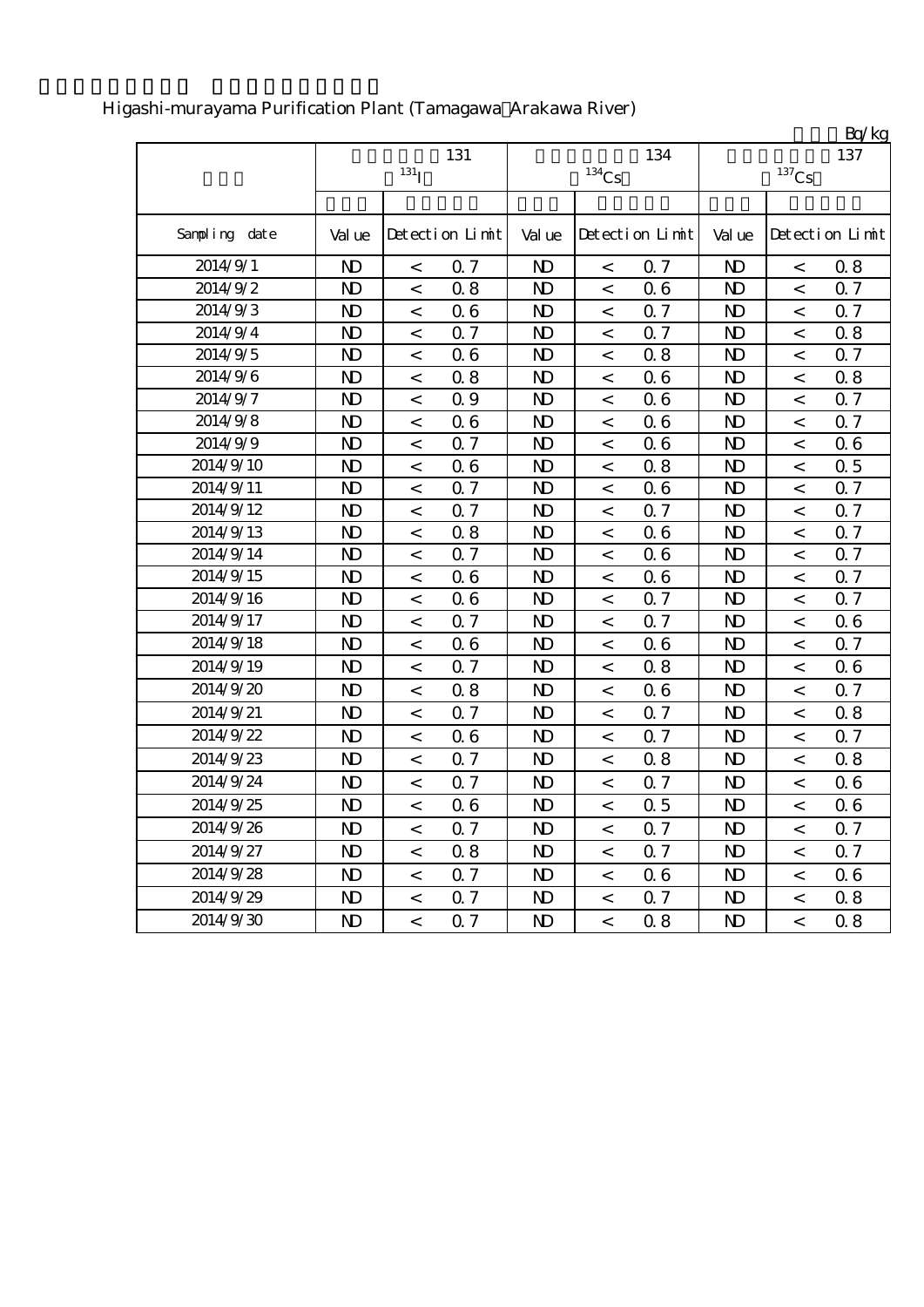Higashi-murayama Purification Plant (Tamagawa Arakawa River)

Bq/kg

| | 131 $^{131}$I | | 134 $^{134}$Cs | | 137 $^{137}$Cs | |
|---|---|---|---|---|---|---|
| Sampling date | Value | Detection Limit | Value | Detection Limit | Value | Detection Limit |
| 2014/9/1 | ND | < 0.7 | ND | < 0.7 | ND | < 0.8 |
| 2014/9/2 | ND | < 0.8 | ND | < 0.6 | ND | < 0.7 |
| 2014/9/3 | ND | < 0.6 | ND | < 0.7 | ND | < 0.7 |
| 2014/9/4 | ND | < 0.7 | ND | < 0.7 | ND | < 0.8 |
| 2014/9/5 | ND | < 0.6 | ND | < 0.8 | ND | < 0.7 |
| 2014/9/6 | ND | < 0.8 | ND | < 0.6 | ND | < 0.8 |
| 2014/9/7 | ND | < 0.9 | ND | < 0.6 | ND | < 0.7 |
| 2014/9/8 | ND | < 0.6 | ND | < 0.6 | ND | < 0.7 |
| 2014/9/9 | ND | < 0.7 | ND | < 0.6 | ND | < 0.6 |
| 2014/9/10 | ND | < 0.6 | ND | < 0.8 | ND | < 0.5 |
| 2014/9/11 | ND | < 0.7 | ND | < 0.6 | ND | < 0.7 |
| 2014/9/12 | ND | < 0.7 | ND | < 0.7 | ND | < 0.7 |
| 2014/9/13 | ND | < 0.8 | ND | < 0.6 | ND | < 0.7 |
| 2014/9/14 | ND | < 0.7 | ND | < 0.6 | ND | < 0.7 |
| 2014/9/15 | ND | < 0.6 | ND | < 0.6 | ND | < 0.7 |
| 2014/9/16 | ND | < 0.6 | ND | < 0.7 | ND | < 0.7 |
| 2014/9/17 | ND | < 0.7 | ND | < 0.7 | ND | < 0.6 |
| 2014/9/18 | ND | < 0.6 | ND | < 0.6 | ND | < 0.7 |
| 2014/9/19 | ND | < 0.7 | ND | < 0.8 | ND | < 0.6 |
| 2014/9/20 | ND | < 0.8 | ND | < 0.6 | ND | < 0.7 |
| 2014/9/21 | ND | < 0.7 | ND | < 0.7 | ND | < 0.8 |
| 2014/9/22 | ND | < 0.6 | ND | < 0.7 | ND | < 0.7 |
| 2014/9/23 | ND | < 0.7 | ND | < 0.8 | ND | < 0.8 |
| 2014/9/24 | ND | < 0.7 | ND | < 0.7 | ND | < 0.6 |
| 2014/9/25 | ND | < 0.6 | ND | < 0.5 | ND | < 0.6 |
| 2014/9/26 | ND | < 0.7 | ND | < 0.7 | ND | < 0.7 |
| 2014/9/27 | ND | < 0.8 | ND | < 0.7 | ND | < 0.7 |
| 2014/9/28 | ND | < 0.7 | ND | < 0.6 | ND | < 0.6 |
| 2014/9/29 | ND | < 0.7 | ND | < 0.7 | ND | < 0.8 |
| 2014/9/30 | ND | < 0.7 | ND | < 0.8 | ND | < 0.8 |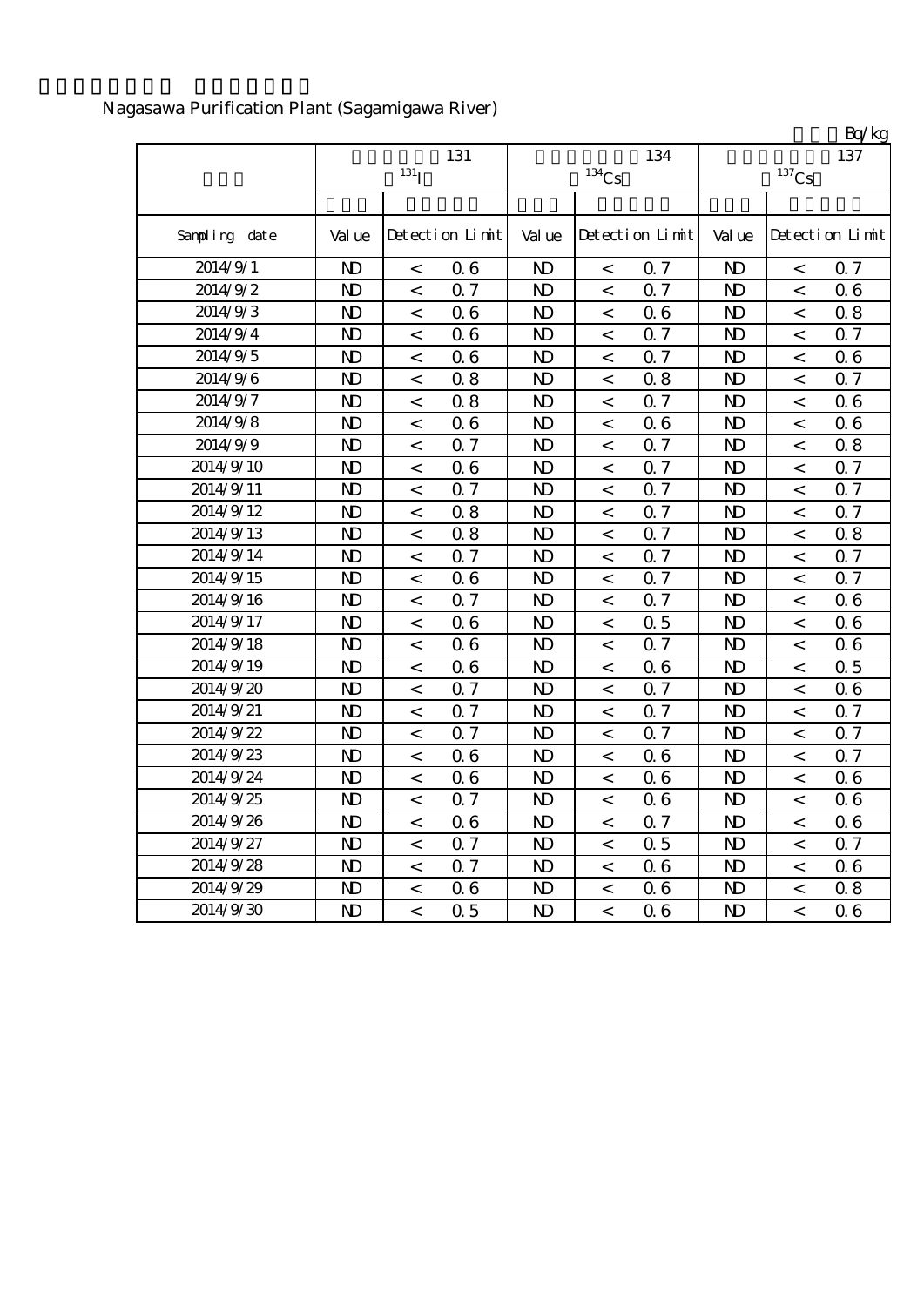Nagasawa Purification Plant (Sagamigawa River)

Bq/kg

| | 131 $^{131}I$ | | | 134 $^{134}Cs$ | | | 137 $^{137}Cs$ | | |
|---|---|---|---|---|---|---|---|---|---|
| Sampling date | Value | Detection Limit | | Value | Detection Limit | | Value | Detection Limit | |
| 2014/9/1 | ND | < | 0.6 | ND | < | 0.7 | ND | < | 0.7 |
| 2014/9/2 | ND | < | 0.7 | ND | < | 0.7 | ND | < | 0.6 |
| 2014/9/3 | ND | < | 0.6 | ND | < | 0.6 | ND | < | 0.8 |
| 2014/9/4 | ND | < | 0.6 | ND | < | 0.7 | ND | < | 0.7 |
| 2014/9/5 | ND | < | 0.6 | ND | < | 0.7 | ND | < | 0.6 |
| 2014/9/6 | ND | < | 0.8 | ND | < | 0.8 | ND | < | 0.7 |
| 2014/9/7 | ND | < | 0.8 | ND | < | 0.7 | ND | < | 0.6 |
| 2014/9/8 | ND | < | 0.6 | ND | < | 0.6 | ND | < | 0.6 |
| 2014/9/9 | ND | < | 0.7 | ND | < | 0.7 | ND | < | 0.8 |
| 2014/9/10 | ND | < | 0.6 | ND | < | 0.7 | ND | < | 0.7 |
| 2014/9/11 | ND | < | 0.7 | ND | < | 0.7 | ND | < | 0.7 |
| 2014/9/12 | ND | < | 0.8 | ND | < | 0.7 | ND | < | 0.7 |
| 2014/9/13 | ND | < | 0.8 | ND | < | 0.7 | ND | < | 0.8 |
| 2014/9/14 | ND | < | 0.7 | ND | < | 0.7 | ND | < | 0.7 |
| 2014/9/15 | ND | < | 0.6 | ND | < | 0.7 | ND | < | 0.7 |
| 2014/9/16 | ND | < | 0.7 | ND | < | 0.7 | ND | < | 0.6 |
| 2014/9/17 | ND | < | 0.6 | ND | < | 0.5 | ND | < | 0.6 |
| 2014/9/18 | ND | < | 0.6 | ND | < | 0.7 | ND | < | 0.6 |
| 2014/9/19 | ND | < | 0.6 | ND | < | 0.6 | ND | < | 0.5 |
| 2014/9/20 | ND | < | 0.7 | ND | < | 0.7 | ND | < | 0.6 |
| 2014/9/21 | ND | < | 0.7 | ND | < | 0.7 | ND | < | 0.7 |
| 2014/9/22 | ND | < | 0.7 | ND | < | 0.7 | ND | < | 0.7 |
| 2014/9/23 | ND | < | 0.6 | ND | < | 0.6 | ND | < | 0.7 |
| 2014/9/24 | ND | < | 0.6 | ND | < | 0.6 | ND | < | 0.6 |
| 2014/9/25 | ND | < | 0.7 | ND | < | 0.6 | ND | < | 0.6 |
| 2014/9/26 | ND | < | 0.6 | ND | < | 0.7 | ND | < | 0.6 |
| 2014/9/27 | ND | < | 0.7 | ND | < | 0.5 | ND | < | 0.7 |
| 2014/9/28 | ND | < | 0.7 | ND | < | 0.6 | ND | < | 0.6 |
| 2014/9/29 | ND | < | 0.6 | ND | < | 0.6 | ND | < | 0.8 |
| 2014/9/30 | ND | < | 0.5 | ND | < | 0.6 | ND | < | 0.6 |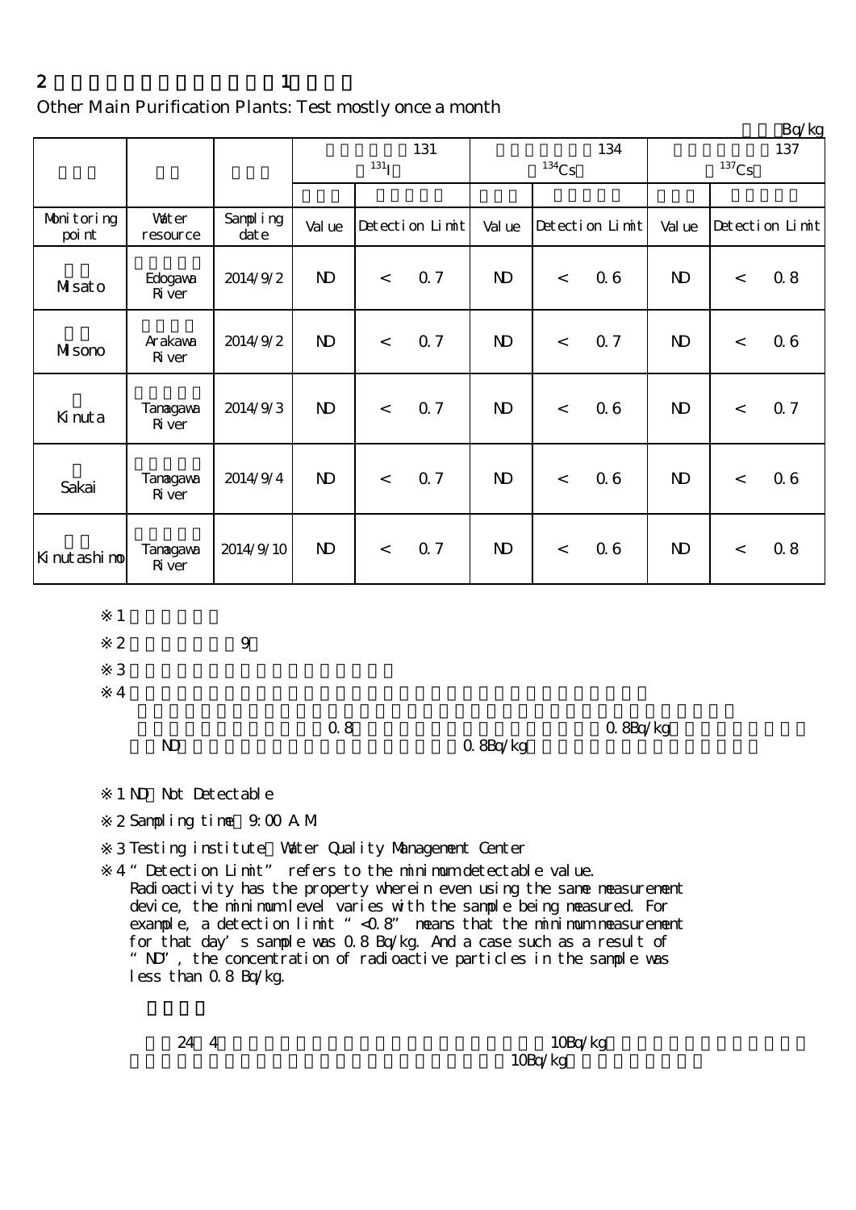## 2　　1

Other Main Purification Plants: Test mostly once a month

Bq/kg

| | | | 131 $^{131}$I | | 134 $^{134}$Cs | | 137 $^{137}$Cs | |
|---|---|---|---|---|---|---|---|---|
| Monitoring point | Water resource | Sampling date | Value | Detection Limit | Value | Detection Limit | Value | Detection Limit |
| Misato | Edogawa River | 2014/9/2 | ND | < 0.7 | ND | < 0.6 | ND | < 0.8 |
| Misono | Arakawa River | 2014/9/2 | ND | < 0.7 | ND | < 0.7 | ND | < 0.6 |
| Kinuta | Tamagawa River | 2014/9/3 | ND | < 0.7 | ND | < 0.6 | ND | < 0.7 |
| Sakai | Tamagawa River | 2014/9/4 | ND | < 0.7 | ND | < 0.6 | ND | < 0.6 |
| Kinutashimo | Tamagawa River | 2014/9/10 | ND | < 0.7 | ND | < 0.6 | ND | < 0.8 |

※1

※2　9

※3

※4

0.8　0.8Bq/kg

ND　0.8Bq/kg

※1 ND: Not Detectable

※2 Sampling time: 9:00 A.M.

※3 Testing institute: Water Quality Management Center

※4 "Detection Limit" refers to the minimum detectable value. Radioactivity has the property wherein even using the same measurement device, the minimum level varies with the sample being measured. For example, a detection limit "<0.8" means that the minimum measurement for that day's sample was 0.8 Bq/kg. And a case such as a result of "ND", the concentration of radioactive particles in the sample was less than 0.8 Bq/kg.

24　4　10Bq/kg

10Bq/kg